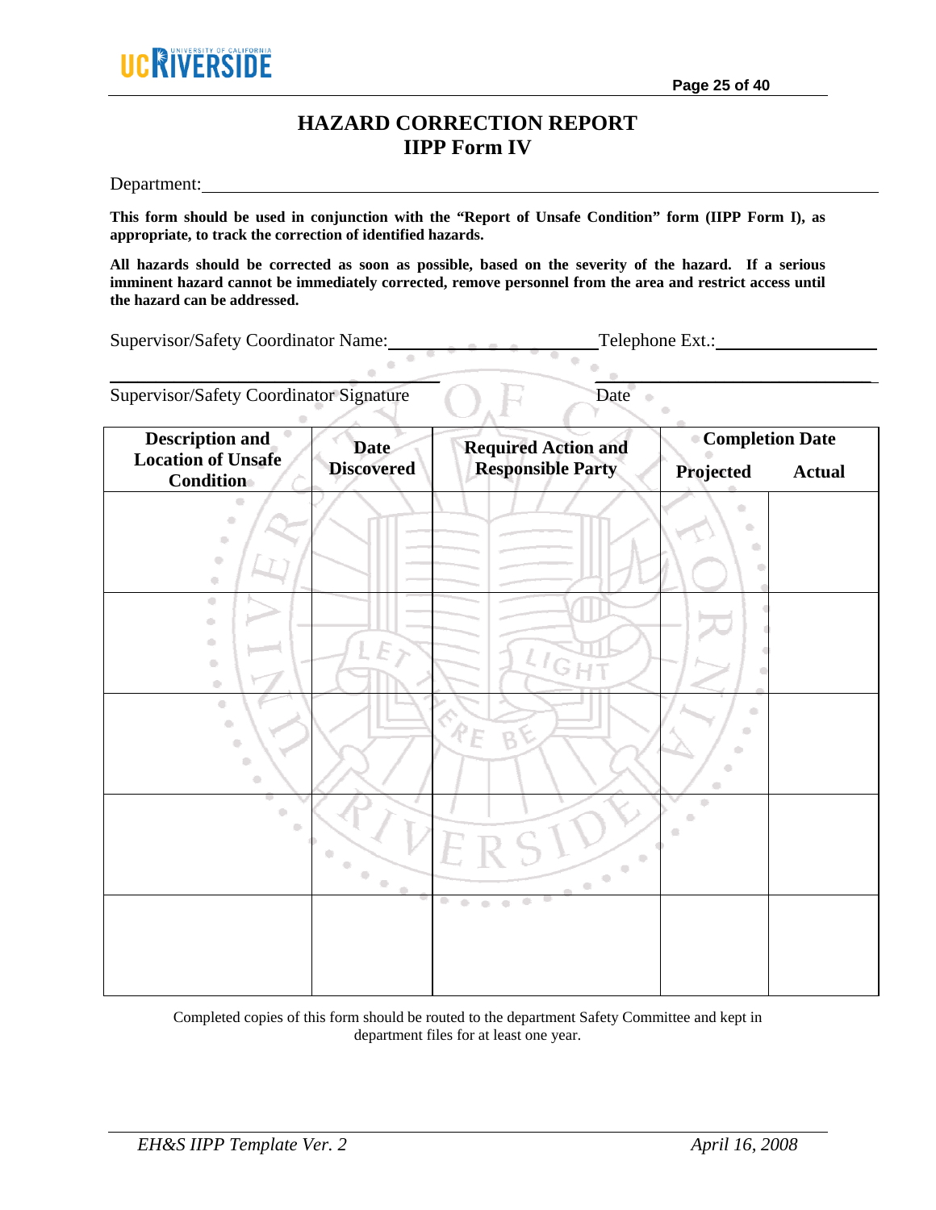# HAZARD CORRECTION REPORT
## IIPP Form IV

Department: ________________________________________________

**This form should be used in conjunction with the "Report of Unsafe Condition" form (IIPP Form I), as appropriate, to track the correction of identified hazards.**

**All hazards should be corrected as soon as possible, based on the severity of the hazard. If a serious imminent hazard cannot be immediately corrected, remove personnel from the area and restrict access until the hazard can be addressed.**

Supervisor/Safety Coordinator Name: ________________________ Telephone Ext.: __________________

_________________________________ _________________________________

Supervisor/Safety Coordinator Signature Date

| Description and Location of Unsafe Condition | Date Discovered | Required Action and Responsible Party | Completion Date | |
|---|---|---|---|---|
| | | | Projected | Actual |
| | | | | |
| | | | | |
| | | | | |
| | | | | |
| | | | | |

Completed copies of this form should be routed to the department Safety Committee and kept in department files for at least one year.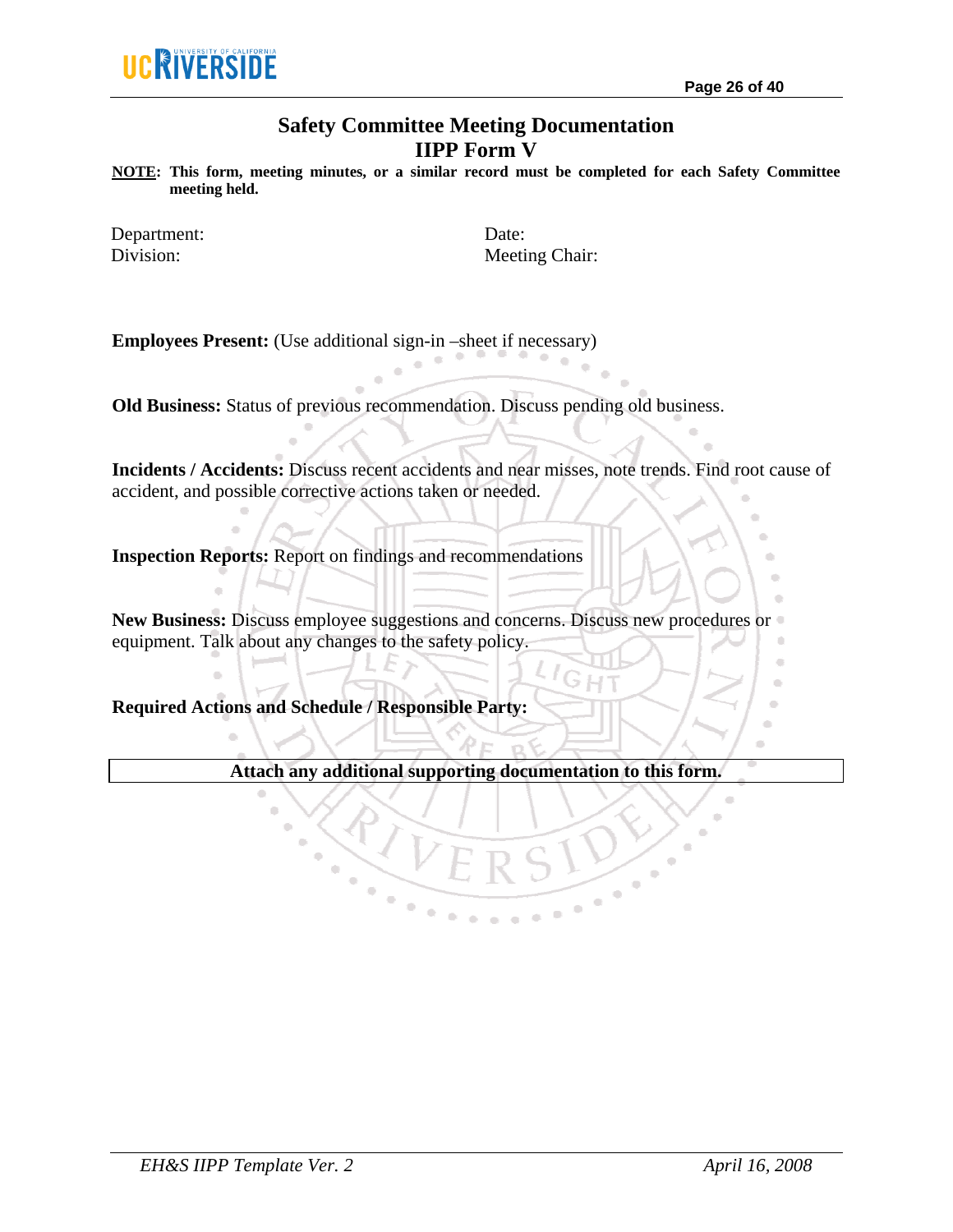## Safety Committee Meeting Documentation
## IIPP Form V

**NOTE: This form, meeting minutes, or a similar record must be completed for each Safety Committee meeting held.**

Department:
Division:

Date:
Meeting Chair:

**Employees Present:** (Use additional sign-in –sheet if necessary)

**Old Business:** Status of previous recommendation. Discuss pending old business.

**Incidents / Accidents:** Discuss recent accidents and near misses, note trends. Find root cause of accident, and possible corrective actions taken or needed.

**Inspection Reports:** Report on findings and recommendations

**New Business:** Discuss employee suggestions and concerns. Discuss new procedures or equipment. Talk about any changes to the safety policy.

**Required Actions and Schedule / Responsible Party:**

| **Attach any additional supporting documentation to this form.** |
| --- |